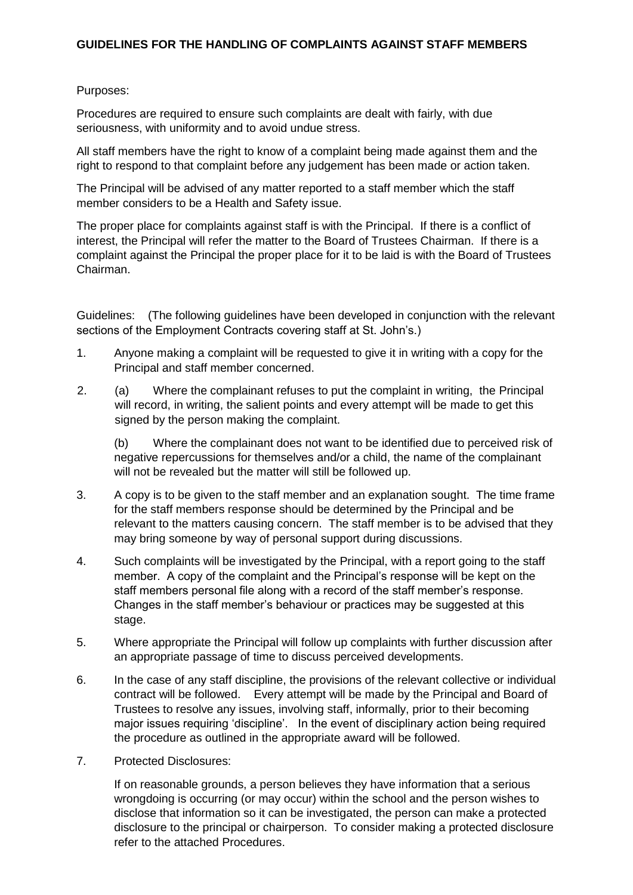# GUIDELINES FOR THE HANDLING OF COMPLAINTS AGAINST STAFF MEMBERS

Purposes:

Procedures are required to ensure such complaints are dealt with fairly, with due seriousness, with uniformity and to avoid undue stress.

All staff members have the right to know of a complaint being made against them and the right to respond to that complaint before any judgement has been made or action taken.

The Principal will be advised of any matter reported to a staff member which the staff member considers to be a Health and Safety issue.

The proper place for complaints against staff is with the Principal. If there is a conflict of interest, the Principal will refer the matter to the Board of Trustees Chairman. If there is a complaint against the Principal the proper place for it to be laid is with the Board of Trustees Chairman.

Guidelines: (The following guidelines have been developed in conjunction with the relevant sections of the Employment Contracts covering staff at St. John's.)

1. Anyone making a complaint will be requested to give it in writing with a copy for the Principal and staff member concerned.

2. (a) Where the complainant refuses to put the complaint in writing, the Principal will record, in writing, the salient points and every attempt will be made to get this signed by the person making the complaint.

   (b) Where the complainant does not want to be identified due to perceived risk of negative repercussions for themselves and/or a child, the name of the complainant will not be revealed but the matter will still be followed up.

3. A copy is to be given to the staff member and an explanation sought. The time frame for the staff members response should be determined by the Principal and be relevant to the matters causing concern. The staff member is to be advised that they may bring someone by way of personal support during discussions.

4. Such complaints will be investigated by the Principal, with a report going to the staff member. A copy of the complaint and the Principal's response will be kept on the staff members personal file along with a record of the staff member's response. Changes in the staff member's behaviour or practices may be suggested at this stage.

5. Where appropriate the Principal will follow up complaints with further discussion after an appropriate passage of time to discuss perceived developments.

6. In the case of any staff discipline, the provisions of the relevant collective or individual contract will be followed. Every attempt will be made by the Principal and Board of Trustees to resolve any issues, involving staff, informally, prior to their becoming major issues requiring 'discipline'. In the event of disciplinary action being required the procedure as outlined in the appropriate award will be followed.

7. Protected Disclosures:

   If on reasonable grounds, a person believes they have information that a serious wrongdoing is occurring (or may occur) within the school and the person wishes to disclose that information so it can be investigated, the person can make a protected disclosure to the principal or chairperson. To consider making a protected disclosure refer to the attached Procedures.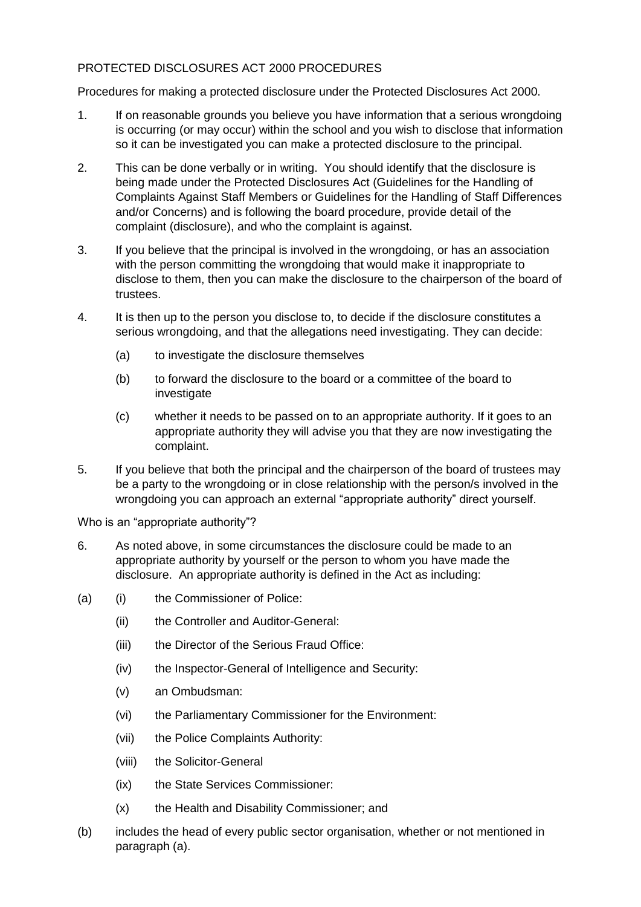PROTECTED DISCLOSURES ACT 2000 PROCEDURES

Procedures for making a protected disclosure under the Protected Disclosures Act 2000.

1. If on reasonable grounds you believe you have information that a serious wrongdoing is occurring (or may occur) within the school and you wish to disclose that information so it can be investigated you can make a protected disclosure to the principal.

2. This can be done verbally or in writing. You should identify that the disclosure is being made under the Protected Disclosures Act (Guidelines for the Handling of Complaints Against Staff Members or Guidelines for the Handling of Staff Differences and/or Concerns) and is following the board procedure, provide detail of the complaint (disclosure), and who the complaint is against.

3. If you believe that the principal is involved in the wrongdoing, or has an association with the person committing the wrongdoing that would make it inappropriate to disclose to them, then you can make the disclosure to the chairperson of the board of trustees.

4. It is then up to the person you disclose to, to decide if the disclosure constitutes a serious wrongdoing, and that the allegations need investigating. They can decide:

   (a) to investigate the disclosure themselves

   (b) to forward the disclosure to the board or a committee of the board to investigate

   (c) whether it needs to be passed on to an appropriate authority. If it goes to an appropriate authority they will advise you that they are now investigating the complaint.

5. If you believe that both the principal and the chairperson of the board of trustees may be a party to the wrongdoing or in close relationship with the person/s involved in the wrongdoing you can approach an external "appropriate authority" direct yourself.

Who is an "appropriate authority"?

6. As noted above, in some circumstances the disclosure could be made to an appropriate authority by yourself or the person to whom you have made the disclosure. An appropriate authority is defined in the Act as including:

(a)
   (i) the Commissioner of Police:
   (ii) the Controller and Auditor-General:
   (iii) the Director of the Serious Fraud Office:
   (iv) the Inspector-General of Intelligence and Security:
   (v) an Ombudsman:
   (vi) the Parliamentary Commissioner for the Environment:
   (vii) the Police Complaints Authority:
   (viii) the Solicitor-General
   (ix) the State Services Commissioner:
   (x) the Health and Disability Commissioner; and

(b) includes the head of every public sector organisation, whether or not mentioned in paragraph (a).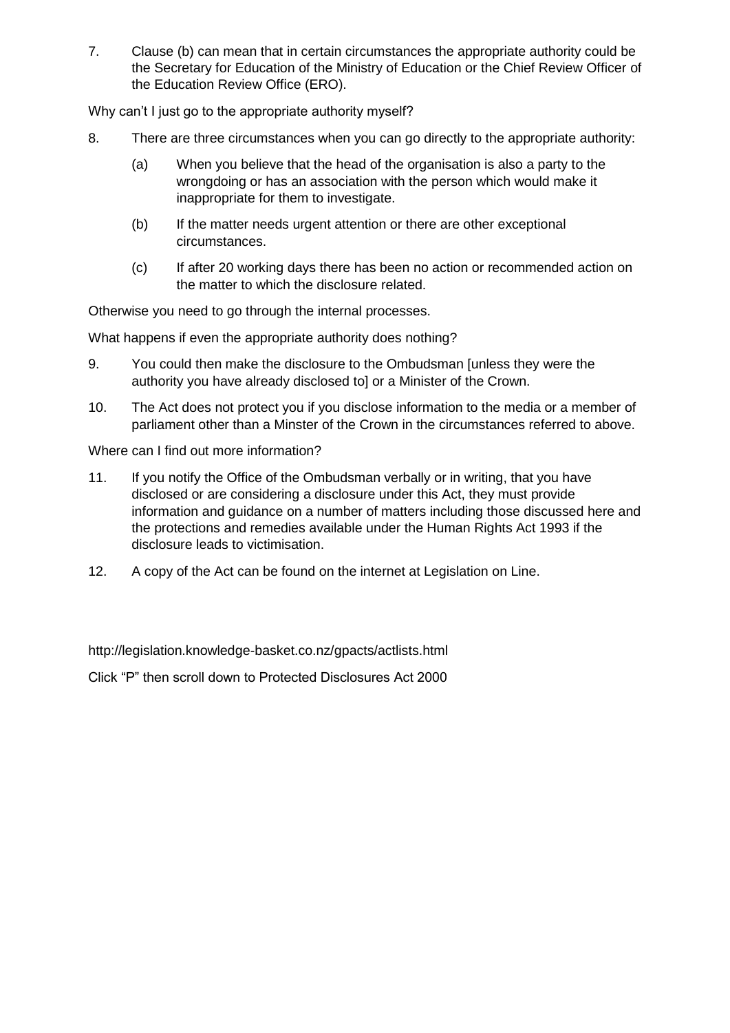7. Clause (b) can mean that in certain circumstances the appropriate authority could be the Secretary for Education of the Ministry of Education or the Chief Review Officer of the Education Review Office (ERO).

Why can't I just go to the appropriate authority myself?

8. There are three circumstances when you can go directly to the appropriate authority:

   (a) When you believe that the head of the organisation is also a party to the wrongdoing or has an association with the person which would make it inappropriate for them to investigate.

   (b) If the matter needs urgent attention or there are other exceptional circumstances.

   (c) If after 20 working days there has been no action or recommended action on the matter to which the disclosure related.

Otherwise you need to go through the internal processes.

What happens if even the appropriate authority does nothing?

9. You could then make the disclosure to the Ombudsman [unless they were the authority you have already disclosed to] or a Minister of the Crown.

10. The Act does not protect you if you disclose information to the media or a member of parliament other than a Minster of the Crown in the circumstances referred to above.

Where can I find out more information?

11. If you notify the Office of the Ombudsman verbally or in writing, that you have disclosed or are considering a disclosure under this Act, they must provide information and guidance on a number of matters including those discussed here and the protections and remedies available under the Human Rights Act 1993 if the disclosure leads to victimisation.

12. A copy of the Act can be found on the internet at Legislation on Line.

http://legislation.knowledge-basket.co.nz/gpacts/actlists.html

Click "P" then scroll down to Protected Disclosures Act 2000